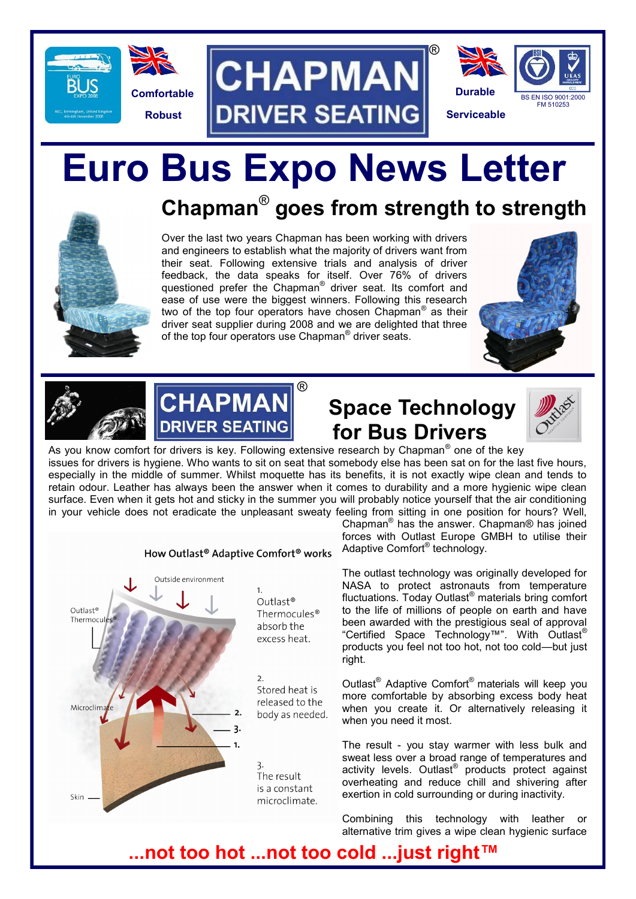Comfortable

Robust

# CHAPMAN® DRIVER SEATING

Durable

Serviceable

BS EN ISO 9001:2000
FM 510253

# Euro Bus Expo News Letter

## Chapman® goes from strength to strength

Over the last two years Chapman has been working with drivers and engineers to establish what the majority of drivers want from their seat. Following extensive trials and analysis of driver feedback, the data speaks for itself. Over 76% of drivers questioned prefer the Chapman® driver seat. Its comfort and ease of use were the biggest winners. Following this research two of the top four operators have chosen Chapman® as their driver seat supplier during 2008 and we are delighted that three of the top four operators use Chapman® driver seats.

## Space Technology for Bus Drivers

As you know comfort for drivers is key. Following extensive research by Chapman® one of the key issues for drivers is hygiene. Who wants to sit on seat that somebody else has been sat on for the last five hours, especially in the middle of summer. Whilst moquette has its benefits, it is not exactly wipe clean and tends to retain odour. Leather has always been the answer when it comes to durability and a more hygienic wipe clean surface. Even when it gets hot and sticky in the summer you will probably notice yourself that the air conditioning in your vehicle does not eradicate the unpleasant sweaty feeling from sitting in one position for hours? Well, Chapman® has the answer. Chapman® has joined forces with Outlast Europe GMBH to utilise their Adaptive Comfort® technology.

**How Outlast® Adaptive Comfort® works**

Outside environment — Outlast® Thermocules® — Microclimate — Skin

1. Outlast® Thermocules® absorb the excess heat.
2. Stored heat is released to the body as needed.
3. The result is a constant microclimate.

The outlast technology was originally developed for NASA to protect astronauts from temperature fluctuations. Today Outlast® materials bring comfort to the life of millions of people on earth and have been awarded with the prestigious seal of approval "Certified Space Technology™". With Outlast® products you feel not too hot, not too cold—but just right.

Outlast® Adaptive Comfort® materials will keep you more comfortable by absorbing excess body heat when you create it. Or alternatively releasing it when you need it most.

The result - you stay warmer with less bulk and sweat less over a broad range of temperatures and activity levels. Outlast® products protect against overheating and reduce chill and shivering after exertion in cold surrounding or during inactivity.

Combining this technology with leather or alternative trim gives a wipe clean hygienic surface

**...not too hot ...not too cold ...just right™**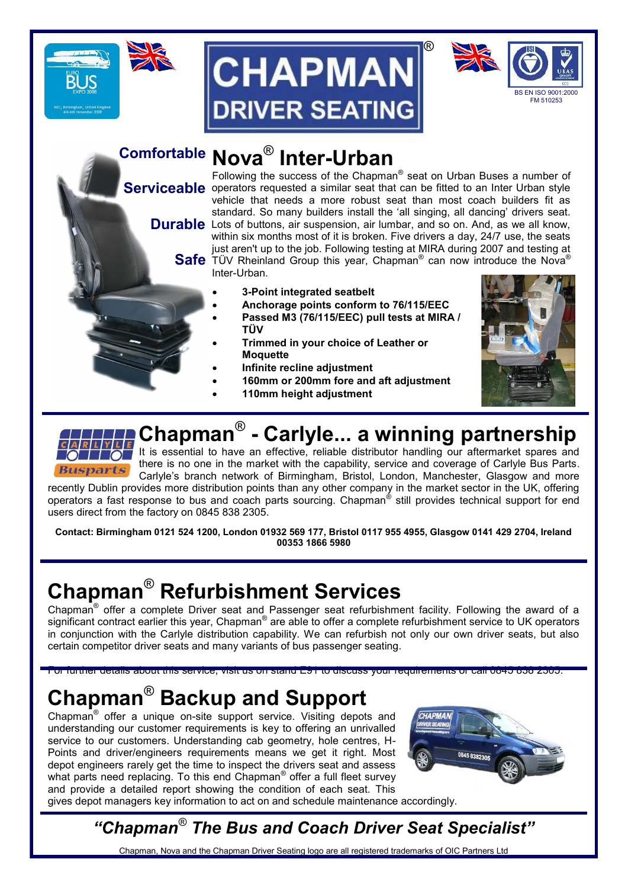# CHAPMAN® DRIVER SEATING

BS EN ISO 9001:2000
FM 510253

## Nova® Inter-Urban

**Comfortable**
**Serviceable**
**Durable**
**Safe**

Following the success of the Chapman® seat on Urban Buses a number of operators requested a similar seat that can be fitted to an Inter Urban style vehicle that needs a more robust seat than most coach builders fit as standard. So many builders install the 'all singing, all dancing' drivers seat. Lots of buttons, air suspension, air lumbar, and so on. And, as we all know, within six months most of it is broken. Five drivers a day, 24/7 use, the seats just aren't up to the job. Following testing at MIRA during 2007 and testing at TÜV Rheinland Group this year, Chapman® can now introduce the Nova® Inter-Urban.

- **3-Point integrated seatbelt**
- **Anchorage points conform to 76/115/EEC**
- **Passed M3 (76/115/EEC) pull tests at MIRA / TÜV**
- **Trimmed in your choice of Leather or Moquette**
- **Infinite recline adjustment**
- **160mm or 200mm fore and aft adjustment**
- **110mm height adjustment**

## Chapman® - Carlyle... a winning partnership

It is essential to have an effective, reliable distributor handling our aftermarket spares and there is no one in the market with the capability, service and coverage of Carlyle Bus Parts. Carlyle's branch network of Birmingham, Bristol, London, Manchester, Glasgow and more recently Dublin provides more distribution points than any other company in the market sector in the UK, offering operators a fast response to bus and coach parts sourcing. Chapman® still provides technical support for end users direct from the factory on 0845 838 2305.

**Contact: Birmingham 0121 524 1200, London 01932 569 177, Bristol 0117 955 4955, Glasgow 0141 429 2704, Ireland 00353 1866 5980**

## Chapman® Refurbishment Services

Chapman® offer a complete Driver seat and Passenger seat refurbishment facility. Following the award of a significant contract earlier this year, Chapman® are able to offer a complete refurbishment service to UK operators in conjunction with the Carlyle distribution capability. We can refurbish not only our own driver seats, but also certain competitor driver seats and many variants of bus passenger seating.

For further details about this service, visit us on stand E91 to discuss your requirements or call 0845 838 2305.

## Chapman® Backup and Support

Chapman® offer a unique on-site support service. Visiting depots and understanding our customer requirements is key to offering an unrivalled service to our customers. Understanding cab geometry, hole centres, H-Points and driver/engineers requirements means we get it right. Most depot engineers rarely get the time to inspect the drivers seat and assess what parts need replacing. To this end Chapman® offer a full fleet survey and provide a detailed report showing the condition of each seat. This gives depot managers key information to act on and schedule maintenance accordingly.

***"Chapman® The Bus and Coach Driver Seat Specialist"***

Chapman, Nova and the Chapman Driver Seating logo are all registered trademarks of OIC Partners Ltd